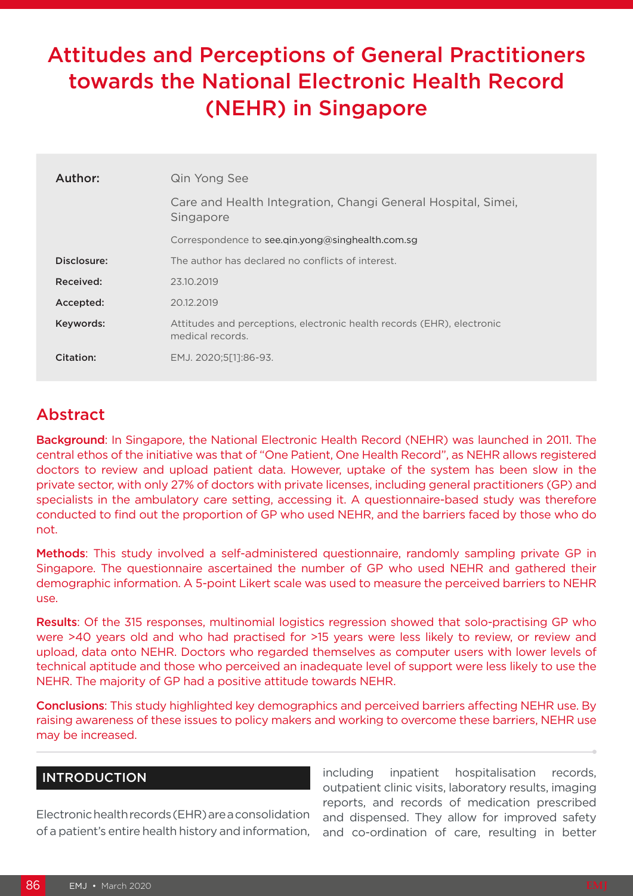# Attitudes and Perceptions of General Practitioners towards the National Electronic Health Record (NEHR) in Singapore

| | |
|---|---|
| **Author:** | Qin Yong See |
| | Care and Health Integration, Changi General Hospital, Simei, Singapore |
| | Correspondence to see.qin.yong@singhealth.com.sg |
| **Disclosure:** | The author has declared no conflicts of interest. |
| **Received:** | 23.10.2019 |
| **Accepted:** | 20.12.2019 |
| **Keywords:** | Attitudes and perceptions, electronic health records (EHR), electronic medical records. |
| **Citation:** | EMJ. 2020;5[1]:86-93. |

## Abstract

**Background**: In Singapore, the National Electronic Health Record (NEHR) was launched in 2011. The central ethos of the initiative was that of "One Patient, One Health Record", as NEHR allows registered doctors to review and upload patient data. However, uptake of the system has been slow in the private sector, with only 27% of doctors with private licenses, including general practitioners (GP) and specialists in the ambulatory care setting, accessing it. A questionnaire-based study was therefore conducted to find out the proportion of GP who used NEHR, and the barriers faced by those who do not.

**Methods**: This study involved a self-administered questionnaire, randomly sampling private GP in Singapore. The questionnaire ascertained the number of GP who used NEHR and gathered their demographic information. A 5-point Likert scale was used to measure the perceived barriers to NEHR use.

**Results**: Of the 315 responses, multinomial logistics regression showed that solo-practising GP who were >40 years old and who had practised for >15 years were less likely to review, or review and upload, data onto NEHR. Doctors who regarded themselves as computer users with lower levels of technical aptitude and those who perceived an inadequate level of support were less likely to use the NEHR. The majority of GP had a positive attitude towards NEHR.

**Conclusions**: This study highlighted key demographics and perceived barriers affecting NEHR use. By raising awareness of these issues to policy makers and working to overcome these barriers, NEHR use may be increased.

## INTRODUCTION

Electronic health records (EHR) are a consolidation of a patient's entire health history and information, including inpatient hospitalisation records, outpatient clinic visits, laboratory results, imaging reports, and records of medication prescribed and dispensed. They allow for improved safety and co-ordination of care, resulting in better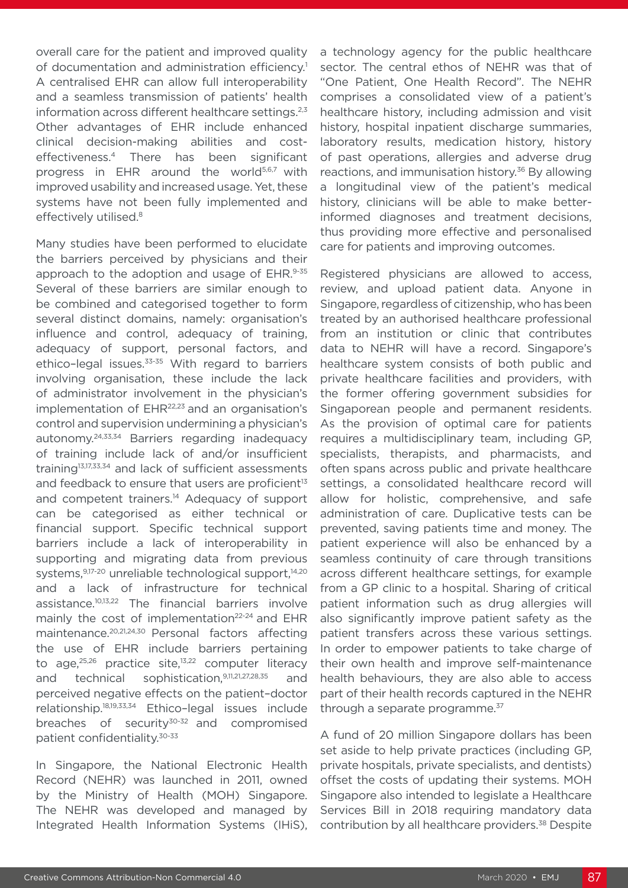overall care for the patient and improved quality of documentation and administration efficiency.[1] A centralised EHR can allow full interoperability and a seamless transmission of patients' health information across different healthcare settings.[2,3] Other advantages of EHR include enhanced clinical decision-making abilities and cost-effectiveness.[4] There has been significant progress in EHR around the world[5,6,7] with improved usability and increased usage. Yet, these systems have not been fully implemented and effectively utilised.[8]

Many studies have been performed to elucidate the barriers perceived by physicians and their approach to the adoption and usage of EHR.[9-35] Several of these barriers are similar enough to be combined and categorised together to form several distinct domains, namely: organisation's influence and control, adequacy of training, adequacy of support, personal factors, and ethico–legal issues.[33-35] With regard to barriers involving organisation, these include the lack of administrator involvement in the physician's implementation of EHR[22,23] and an organisation's control and supervision undermining a physician's autonomy.[24,33,34] Barriers regarding inadequacy of training include lack of and/or insufficient training[13,17,33,34] and lack of sufficient assessments and feedback to ensure that users are proficient[13] and competent trainers.[14] Adequacy of support can be categorised as either technical or financial support. Specific technical support barriers include a lack of interoperability in supporting and migrating data from previous systems,[9,17-20] unreliable technological support,[14,20] and a lack of infrastructure for technical assistance.[10,13,22] The financial barriers involve mainly the cost of implementation[22-24] and EHR maintenance.[20,21,24,30] Personal factors affecting the use of EHR include barriers pertaining to age,[25,26] practice site,[13,22] computer literacy and technical sophistication,[9,11,21,27,28,35] and perceived negative effects on the patient–doctor relationship.[18,19,33,34] Ethico–legal issues include breaches of security[30-32] and compromised patient confidentiality.[30-33]

In Singapore, the National Electronic Health Record (NEHR) was launched in 2011, owned by the Ministry of Health (MOH) Singapore. The NEHR was developed and managed by Integrated Health Information Systems (IHiS), a technology agency for the public healthcare sector. The central ethos of NEHR was that of "One Patient, One Health Record". The NEHR comprises a consolidated view of a patient's healthcare history, including admission and visit history, hospital inpatient discharge summaries, laboratory results, medication history, history of past operations, allergies and adverse drug reactions, and immunisation history.[36] By allowing a longitudinal view of the patient's medical history, clinicians will be able to make better-informed diagnoses and treatment decisions, thus providing more effective and personalised care for patients and improving outcomes.

Registered physicians are allowed to access, review, and upload patient data. Anyone in Singapore, regardless of citizenship, who has been treated by an authorised healthcare professional from an institution or clinic that contributes data to NEHR will have a record. Singapore's healthcare system consists of both public and private healthcare facilities and providers, with the former offering government subsidies for Singaporean people and permanent residents. As the provision of optimal care for patients requires a multidisciplinary team, including GP, specialists, therapists, and pharmacists, and often spans across public and private healthcare settings, a consolidated healthcare record will allow for holistic, comprehensive, and safe administration of care. Duplicative tests can be prevented, saving patients time and money. The patient experience will also be enhanced by a seamless continuity of care through transitions across different healthcare settings, for example from a GP clinic to a hospital. Sharing of critical patient information such as drug allergies will also significantly improve patient safety as the patient transfers across these various settings. In order to empower patients to take charge of their own health and improve self-maintenance health behaviours, they are also able to access part of their health records captured in the NEHR through a separate programme.[37]

A fund of 20 million Singapore dollars has been set aside to help private practices (including GP, private hospitals, private specialists, and dentists) offset the costs of updating their systems. MOH Singapore also intended to legislate a Healthcare Services Bill in 2018 requiring mandatory data contribution by all healthcare providers.[38] Despite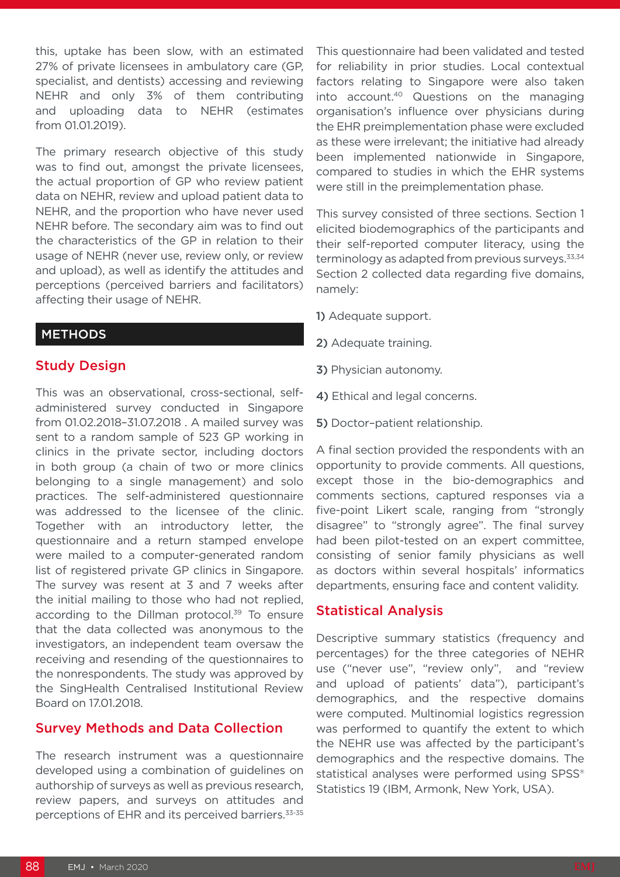this, uptake has been slow, with an estimated 27% of private licensees in ambulatory care (GP, specialist, and dentists) accessing and reviewing NEHR and only 3% of them contributing and uploading data to NEHR (estimates from 01.01.2019).

The primary research objective of this study was to find out, amongst the private licensees, the actual proportion of GP who review patient data on NEHR, review and upload patient data to NEHR, and the proportion who have never used NEHR before. The secondary aim was to find out the characteristics of the GP in relation to their usage of NEHR (never use, review only, or review and upload), as well as identify the attitudes and perceptions (perceived barriers and facilitators) affecting their usage of NEHR.

## METHODS

### Study Design

This was an observational, cross-sectional, self-administered survey conducted in Singapore from 01.02.2018–31.07.2018 . A mailed survey was sent to a random sample of 523 GP working in clinics in the private sector, including doctors in both group (a chain of two or more clinics belonging to a single management) and solo practices. The self-administered questionnaire was addressed to the licensee of the clinic. Together with an introductory letter, the questionnaire and a return stamped envelope were mailed to a computer-generated random list of registered private GP clinics in Singapore. The survey was resent at 3 and 7 weeks after the initial mailing to those who had not replied, according to the Dillman protocol.[39] To ensure that the data collected was anonymous to the investigators, an independent team oversaw the receiving and resending of the questionnaires to the nonrespondents. The study was approved by the SingHealth Centralised Institutional Review Board on 17.01.2018.

### Survey Methods and Data Collection

The research instrument was a questionnaire developed using a combination of guidelines on authorship of surveys as well as previous research, review papers, and surveys on attitudes and perceptions of EHR and its perceived barriers.[33-35] This questionnaire had been validated and tested for reliability in prior studies. Local contextual factors relating to Singapore were also taken into account.[40] Questions on the managing organisation's influence over physicians during the EHR preimplementation phase were excluded as these were irrelevant; the initiative had already been implemented nationwide in Singapore, compared to studies in which the EHR systems were still in the preimplementation phase.

This survey consisted of three sections. Section 1 elicited biodemographics of the participants and their self-reported computer literacy, using the terminology as adapted from previous surveys.[33,34] Section 2 collected data regarding five domains, namely:

1) Adequate support.

2) Adequate training.

3) Physician autonomy.

4) Ethical and legal concerns.

5) Doctor–patient relationship.

A final section provided the respondents with an opportunity to provide comments. All questions, except those in the bio-demographics and comments sections, captured responses via a five-point Likert scale, ranging from "strongly disagree" to "strongly agree". The final survey had been pilot-tested on an expert committee, consisting of senior family physicians as well as doctors within several hospitals' informatics departments, ensuring face and content validity.

### Statistical Analysis

Descriptive summary statistics (frequency and percentages) for the three categories of NEHR use ("never use", "review only", and "review and upload of patients' data"), participant's demographics, and the respective domains were computed. Multinomial logistics regression was performed to quantify the extent to which the NEHR use was affected by the participant's demographics and the respective domains. The statistical analyses were performed using SPSS® Statistics 19 (IBM, Armonk, New York, USA).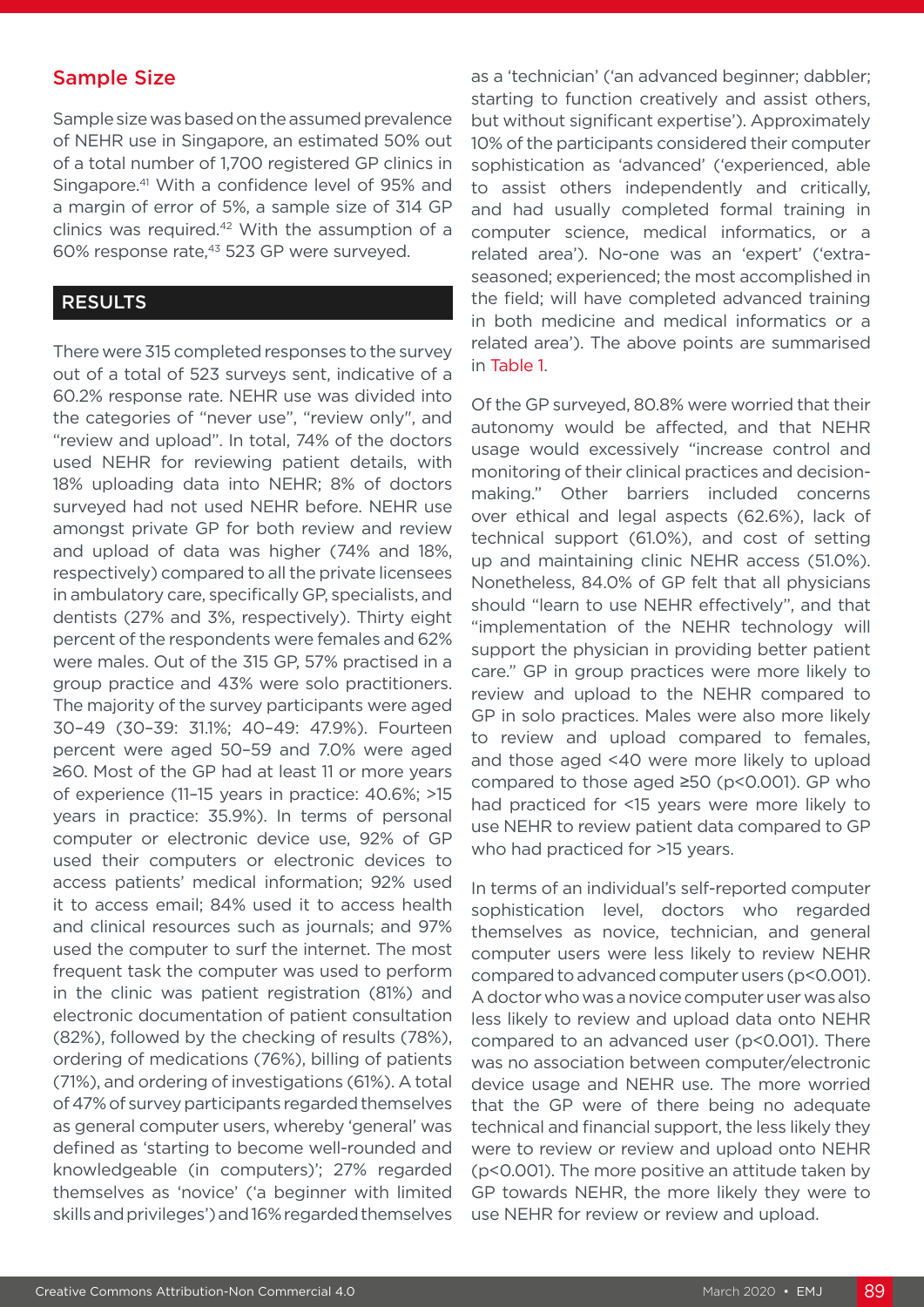## Sample Size

Sample size was based on the assumed prevalence of NEHR use in Singapore, an estimated 50% out of a total number of 1,700 registered GP clinics in Singapore.[41] With a confidence level of 95% and a margin of error of 5%, a sample size of 314 GP clinics was required.[42] With the assumption of a 60% response rate,[43] 523 GP were surveyed.

## RESULTS

There were 315 completed responses to the survey out of a total of 523 surveys sent, indicative of a 60.2% response rate. NEHR use was divided into the categories of "never use", "review only", and "review and upload". In total, 74% of the doctors used NEHR for reviewing patient details, with 18% uploading data into NEHR; 8% of doctors surveyed had not used NEHR before. NEHR use amongst private GP for both review and review and upload of data was higher (74% and 18%, respectively) compared to all the private licensees in ambulatory care, specifically GP, specialists, and dentists (27% and 3%, respectively). Thirty eight percent of the respondents were females and 62% were males. Out of the 315 GP, 57% practised in a group practice and 43% were solo practitioners. The majority of the survey participants were aged 30–49 (30–39: 31.1%; 40–49: 47.9%). Fourteen percent were aged 50–59 and 7.0% were aged ≥60. Most of the GP had at least 11 or more years of experience (11–15 years in practice: 40.6%; >15 years in practice: 35.9%). In terms of personal computer or electronic device use, 92% of GP used their computers or electronic devices to access patients' medical information; 92% used it to access email; 84% used it to access health and clinical resources such as journals; and 97% used the computer to surf the internet. The most frequent task the computer was used to perform in the clinic was patient registration (81%) and electronic documentation of patient consultation (82%), followed by the checking of results (78%), ordering of medications (76%), billing of patients (71%), and ordering of investigations (61%). A total of 47% of survey participants regarded themselves as general computer users, whereby 'general' was defined as 'starting to become well-rounded and knowledgeable (in computers)'; 27% regarded themselves as 'novice' ('a beginner with limited skills and privileges') and 16% regarded themselves as a 'technician' ('an advanced beginner; dabbler; starting to function creatively and assist others, but without significant expertise'). Approximately 10% of the participants considered their computer sophistication as 'advanced' ('experienced, able to assist others independently and critically, and had usually completed formal training in computer science, medical informatics, or a related area'). No-one was an 'expert' ('extra-seasoned; experienced; the most accomplished in the field; will have completed advanced training in both medicine and medical informatics or a related area'). The above points are summarised in Table 1.

Of the GP surveyed, 80.8% were worried that their autonomy would be affected, and that NEHR usage would excessively "increase control and monitoring of their clinical practices and decision-making." Other barriers included concerns over ethical and legal aspects (62.6%), lack of technical support (61.0%), and cost of setting up and maintaining clinic NEHR access (51.0%). Nonetheless, 84.0% of GP felt that all physicians should "learn to use NEHR effectively", and that "implementation of the NEHR technology will support the physician in providing better patient care." GP in group practices were more likely to review and upload to the NEHR compared to GP in solo practices. Males were also more likely to review and upload compared to females, and those aged <40 were more likely to upload compared to those aged ≥50 ($p<0.001$). GP who had practiced for <15 years were more likely to use NEHR to review patient data compared to GP who had practiced for >15 years.

In terms of an individual's self-reported computer sophistication level, doctors who regarded themselves as novice, technician, and general computer users were less likely to review NEHR compared to advanced computer users ($p<0.001$). A doctor who was a novice computer user was also less likely to review and upload data onto NEHR compared to an advanced user ($p<0.001$). There was no association between computer/electronic device usage and NEHR use. The more worried that the GP were of there being no adequate technical and financial support, the less likely they were to review or review and upload onto NEHR ($p<0.001$). The more positive an attitude taken by GP towards NEHR, the more likely they were to use NEHR for review or review and upload.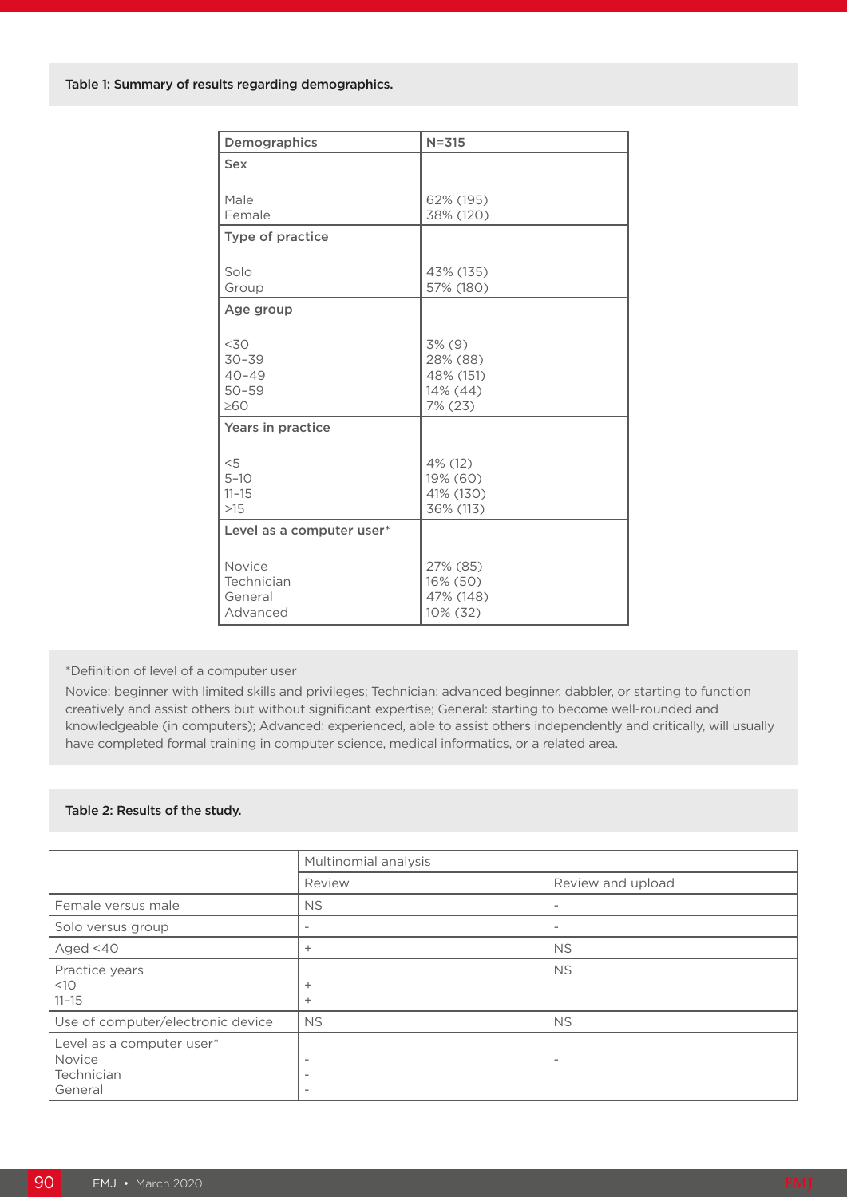**Table 1: Summary of results regarding demographics.**

| Demographics | N=315 |
|---|---|
| **Sex** | |
| Male | 62% (195) |
| Female | 38% (120) |
| **Type of practice** | |
| Solo | 43% (135) |
| Group | 57% (180) |
| **Age group** | |
| <30 | 3% (9) |
| 30–39 | 28% (88) |
| 40–49 | 48% (151) |
| 50–59 | 14% (44) |
| ≥60 | 7% (23) |
| **Years in practice** | |
| <5 | 4% (12) |
| 5–10 | 19% (60) |
| 11–15 | 41% (130) |
| >15 | 36% (113) |
| **Level as a computer user*** | |
| Novice | 27% (85) |
| Technician | 16% (50) |
| General | 47% (148) |
| Advanced | 10% (32) |

*Definition of level of a computer user

Novice: beginner with limited skills and privileges; Technician: advanced beginner, dabbler, or starting to function creatively and assist others but without significant expertise; General: starting to become well-rounded and knowledgeable (in computers); Advanced: experienced, able to assist others independently and critically, will usually have completed formal training in computer science, medical informatics, or a related area.

**Table 2: Results of the study.**

| | Multinomial analysis | |
|---|---|---|
| | Review | Review and upload |
| Female versus male | NS | - |
| Solo versus group | - | - |
| Aged <40 | + | NS |
| Practice years | | NS |
| <10 | + | |
| 11–15 | + | |
| Use of computer/electronic device | NS | NS |
| Level as a computer user* | | |
| Novice | - | - |
| Technician | - | |
| General | - | |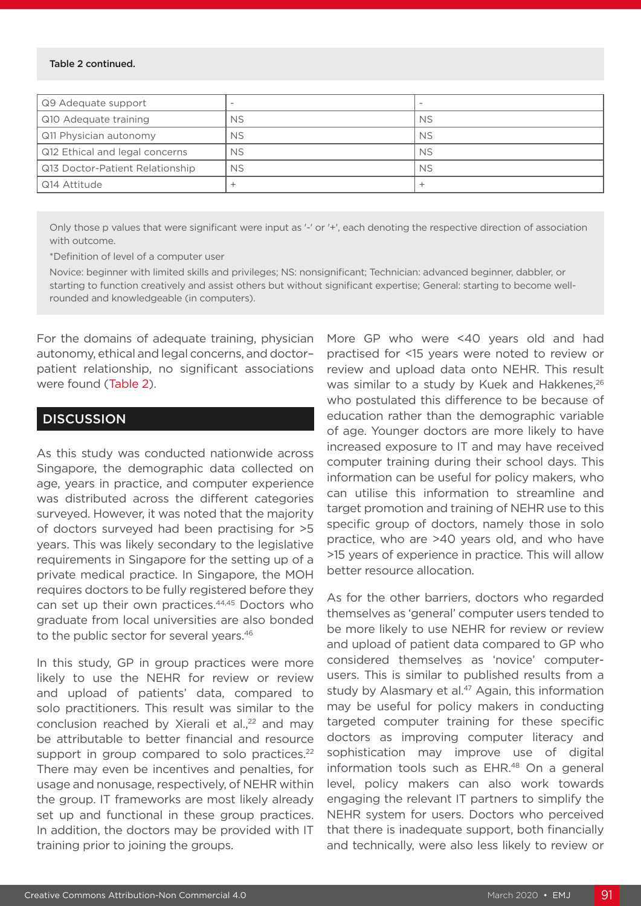Table 2 continued.

| | | |
|---|---|---|
| Q9 Adequate support | - | - |
| Q10 Adequate training | NS | NS |
| Q11 Physician autonomy | NS | NS |
| Q12 Ethical and legal concerns | NS | NS |
| Q13 Doctor-Patient Relationship | NS | NS |
| Q14 Attitude | + | + |

Only those p values that were significant were input as '-' or '+', each denoting the respective direction of association with outcome.

*Definition of level of a computer user

Novice: beginner with limited skills and privileges; NS: nonsignificant; Technician: advanced beginner, dabbler, or starting to function creatively and assist others but without significant expertise; General: starting to become well-rounded and knowledgeable (in computers).

For the domains of adequate training, physician autonomy, ethical and legal concerns, and doctor–patient relationship, no significant associations were found (Table 2).

## DISCUSSION

As this study was conducted nationwide across Singapore, the demographic data collected on age, years in practice, and computer experience was distributed across the different categories surveyed. However, it was noted that the majority of doctors surveyed had been practising for >5 years. This was likely secondary to the legislative requirements in Singapore for the setting up of a private medical practice. In Singapore, the MOH requires doctors to be fully registered before they can set up their own practices.[44,45] Doctors who graduate from local universities are also bonded to the public sector for several years.[46]

In this study, GP in group practices were more likely to use the NEHR for review or review and upload of patients' data, compared to solo practitioners. This result was similar to the conclusion reached by Xierali et al.,[22] and may be attributable to better financial and resource support in group compared to solo practices.[22] There may even be incentives and penalties, for usage and nonusage, respectively, of NEHR within the group. IT frameworks are most likely already set up and functional in these group practices. In addition, the doctors may be provided with IT training prior to joining the groups.

More GP who were <40 years old and had practised for <15 years were noted to review or review and upload data onto NEHR. This result was similar to a study by Kuek and Hakkenes,[26] who postulated this difference to be because of education rather than the demographic variable of age. Younger doctors are more likely to have increased exposure to IT and may have received computer training during their school days. This information can be useful for policy makers, who can utilise this information to streamline and target promotion and training of NEHR use to this specific group of doctors, namely those in solo practice, who are >40 years old, and who have >15 years of experience in practice. This will allow better resource allocation.

As for the other barriers, doctors who regarded themselves as 'general' computer users tended to be more likely to use NEHR for review or review and upload of patient data compared to GP who considered themselves as 'novice' computer-users. This is similar to published results from a study by Alasmary et al.[47] Again, this information may be useful for policy makers in conducting targeted computer training for these specific doctors as improving computer literacy and sophistication may improve use of digital information tools such as EHR.[48] On a general level, policy makers can also work towards engaging the relevant IT partners to simplify the NEHR system for users. Doctors who perceived that there is inadequate support, both financially and technically, were also less likely to review or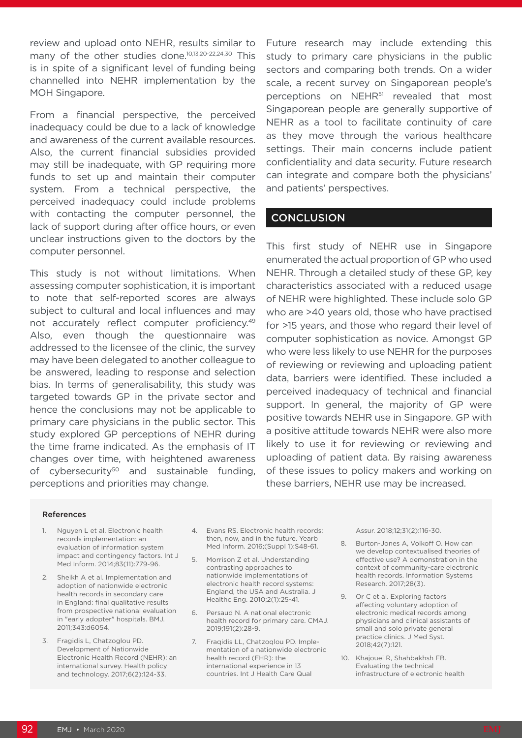review and upload onto NEHR, results similar to many of the other studies done.[10,13,20-22,24,30] This is in spite of a significant level of funding being channelled into NEHR implementation by the MOH Singapore.

From a financial perspective, the perceived inadequacy could be due to a lack of knowledge and awareness of the current available resources. Also, the current financial subsidies provided may still be inadequate, with GP requiring more funds to set up and maintain their computer system. From a technical perspective, the perceived inadequacy could include problems with contacting the computer personnel, the lack of support during after office hours, or even unclear instructions given to the doctors by the computer personnel.

This study is not without limitations. When assessing computer sophistication, it is important to note that self-reported scores are always subject to cultural and local influences and may not accurately reflect computer proficiency.[49] Also, even though the questionnaire was addressed to the licensee of the clinic, the survey may have been delegated to another colleague to be answered, leading to response and selection bias. In terms of generalisability, this study was targeted towards GP in the private sector and hence the conclusions may not be applicable to primary care physicians in the public sector. This study explored GP perceptions of NEHR during the time frame indicated. As the emphasis of IT changes over time, with heightened awareness of cybersecurity[50] and sustainable funding, perceptions and priorities may change.

Future research may include extending this study to primary care physicians in the public sectors and comparing both trends. On a wider scale, a recent survey on Singaporean people's perceptions on NEHR[51] revealed that most Singaporean people are generally supportive of NEHR as a tool to facilitate continuity of care as they move through the various healthcare settings. Their main concerns include patient confidentiality and data security. Future research can integrate and compare both the physicians' and patients' perspectives.

## CONCLUSION

This first study of NEHR use in Singapore enumerated the actual proportion of GP who used NEHR. Through a detailed study of these GP, key characteristics associated with a reduced usage of NEHR were highlighted. These include solo GP who are >40 years old, those who have practised for >15 years, and those who regard their level of computer sophistication as novice. Amongst GP who were less likely to use NEHR for the purposes of reviewing or reviewing and uploading patient data, barriers were identified. These included a perceived inadequacy of technical and financial support. In general, the majority of GP were positive towards NEHR use in Singapore. GP with a positive attitude towards NEHR were also more likely to use it for reviewing or reviewing and uploading of patient data. By raising awareness of these issues to policy makers and working on these barriers, NEHR use may be increased.

### References

1. Nguyen L et al. Electronic health records implementation: an evaluation of information system impact and contingency factors. Int J Med Inform. 2014;83(11):779-96.
2. Sheikh A et al. Implementation and adoption of nationwide electronic health records in secondary care in England: final qualitative results from prospective national evaluation in "early adopter" hospitals. BMJ. 2011;343:d6054.
3. Fragidis L, Chatzoglou PD. Development of Nationwide Electronic Health Record (NEHR): an international survey. Health policy and technology. 2017;6(2):124-33.
4. Evans RS. Electronic health records: then, now, and in the future. Yearb Med Inform. 2016;(Suppl 1):S48-61.
5. Morrison Z et al. Understanding contrasting approaches to nationwide implementations of electronic health record systems: England, the USA and Australia. J Healthc Eng. 2010;2(1):25-41.
6. Persaud N. A national electronic health record for primary care. CMAJ. 2019;191(2):28-9.
7. Fragidis LL, Chatzoglou PD. Implementation of a nationwide electronic health record (EHR): the international experience in 13 countries. Int J Health Care Qual Assur. 2018;12;31(2):116-30.
8. Burton-Jones A, Volkoff O. How can we develop contextualised theories of effective use? A demonstration in the context of community-care electronic health records. Information Systems Research. 2017;28(3).
9. Or C et al. Exploring factors affecting voluntary adoption of electronic medical records among physicians and clinical assistants of small and solo private general practice clinics. J Med Syst. 2018;42(7):121.
10. Khajouei R, Shahbakhsh FB. Evaluating the technical infrastructure of electronic health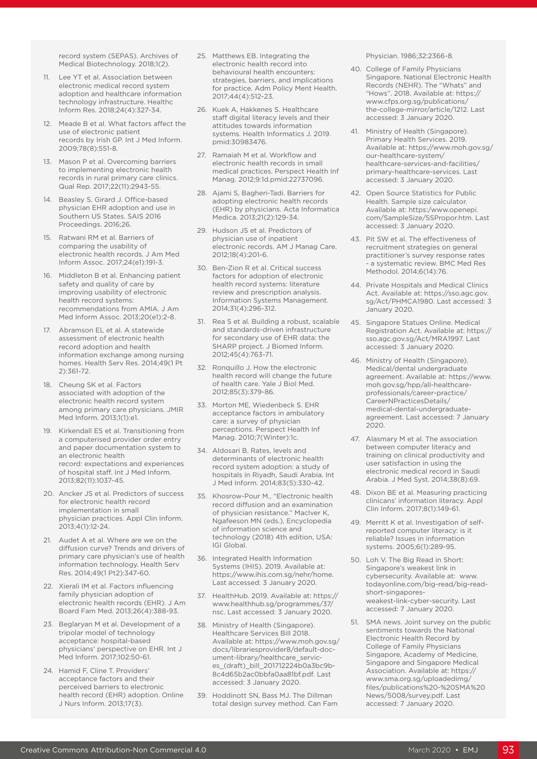record system (SEPAS). Archives of Medical Biotechnology. 2018;1(2).

11. Lee YT et al. Association between electronic medical record system adoption and healthcare information technology infrastructure. Healthc Inform Res. 2018;24(4):327-34.
12. Meade B et al. What factors affect the use of electronic patient records by Irish GP. Int J Med Inform. 2009;78(8):551-8.
13. Mason P et al. Overcoming barriers to implementing electronic health records in rural primary care clinics. Qual Rep. 2017;22(11):2943-55.
14. Beasley S, Girard J. Office-based physician EHR adoption and use in Southern US States. SAIS 2016 Proceedings. 2016;26.
15. Ratwani RM et al. Barriers of comparing the usability of electronic health records. J Am Med Inform Assoc. 2017;24(e1):191-3.
16. Middleton B et al. Enhancing patient safety and quality of care by improving usability of electronic health record systems: recommendations from AMIA. J Am Med Inform Assoc. 2013;20(e1):2-8.
17. Abramson EL et al. A statewide assessment of electronic health record adoption and health information exchange among nursing homes. Health Serv Res. 2014;49(1 Pt 2):361-72.
18. Cheung SK et al. Factors associated with adoption of the electronic health record system among primary care physicians. JMIR Med Inform. 2013;1(1):e1.
19. Kirkendall ES et al. Transitioning from a computerised provider order entry and paper documentation system to an electronic health record: expectations and experiences of hospital staff. Int J Med Inform. 2013;82(11):1037-45.
20. Ancker JS et al. Predictors of success for electronic health record implementation in small physician practices. Appl Clin Inform. 2013;4(1):12-24.
21. Audet A et al. Where are we on the diffusion curve? Trends and drivers of primary care physician's use of health information technology. Health Serv Res. 2014;49(1 Pt2):347-60.
22. Xierali IM et al. Factors influencing family physician adoption of electronic health records (EHR). J Am Board Fam Med. 2013;26(4):388-93.
23. Beglaryan M et al. Development of a tripolar model of technology acceptance: hospital-based physicians' perspective on EHR. Int J Med Inform. 2017;102:50-61.
24. Hamid F, Cline T. Providers' acceptance factors and their perceived barriers to electronic health record (EHR) adoption. Online J Nurs Inform. 2013;17(3).
25. Matthews EB. Integrating the electronic health record into behavioural health encounters: strategies, barriers, and implications for practice. Adm Policy Ment Health. 2017;44(4):512-23.
26. Kuek A, Hakkenes S. Healthcare staff digital literacy levels and their attitudes towards information systems. Health Informatics J. 2019. pmid:30983476.
27. Ramaiah M et al. Workflow and electronic health records in small medical practices. Perspect Health Inf Manag. 2012;9:1d.pmid:22737096.
28. Ajami S, Bagheri-Tadi. Barriers for adopting electronic health records (EHR) by physicians. Acta Informatica Medica. 2013;21(2):129-34.
29. Hudson JS et al. Predictors of physician use of inpatient electronic records. AM J Manag Care. 2012;18(4):201-6.
30. Ben-Zion R et al. Critical success factors for adoption of electronic health record systems: literature review and prescription analysis. Information Systems Management. 2014;31(4):296-312.
31. Rea S et al. Building a robust, scalable and standards-driven infrastructure for secondary use of EHR data: the SHARP project. J Biomed Inform. 2012;45(4):763-71.
32. Ronquillo J. How the electronic health record will change the future of health care. Yale J Biol Med. 2012;85(3):379-86.
33. Morton ME, Wiedenbeck S. EHR acceptance factors in ambulatory care: a survey of physician perceptions. Perspect Health Inf Manag. 2010;7(Winter):1c.
34. Aldosari B. Rates, levels and determinants of electronic health record system adoption: a study of hospitals in Riyadh, Saudi Arabia. Int J Med Inform. 2014;83(5):330-42.
35. Khosrow-Pour M., "Electronic health record diffusion and an examination of physician resistance." MacIver K, Ngafeeson MN (eds.), Encyclopedia of information science and technology (2018) 4th edition, USA: IGI Global.
36. Integrated Health Information Systems (IHIS). 2019. Available at: https://www.ihis.com.sg/nehr/home. Last accessed: 3 January 2020.
37. HealthHub. 2019. Available at: https://www.healthhub.sg/programmes/37/nsc. Last accessed: 3 January 2020.
38. Ministry of Health (Singapore). Healthcare Services Bill 2018. Available at: https://www.moh.gov.sg/docs/librariesprovider8/default-document-library/healthcare_services_(draft)_bill_201712224b0a3bc9b-8c4d65b2ac0bbfa0aa81bf.pdf. Last accessed: 3 January 2020.
39. Hoddinott SN, Bass MJ. The Dillman total design survey method. Can Fam Physician. 1986;32:2366-8.
40. College of Family Physicians Singapore. National Electronic Health Records (NEHR). The "Whats" and "Hows". 2018. Available at: https://www.cfps.org.sg/publications/the-college-mirror/article/1212. Last accessed: 3 January 2020.
41. Ministry of Health (Singapore). Primary Health Services. 2019. Available at: https://www.moh.gov.sg/our-healthcare-system/healthcare-services-and-facilities/primary-healthcare-services. Last accessed: 3 January 2020.
42. Open Source Statistics for Public Health. Sample size calculator. Available at: https:/www.openepi.com/SampleSize/SSPropor.htm. Last accessed: 3 January 2020.
43. Pit SW et al. The effectiveness of recruitment strategies on general practitioner's survey response rates - a systematic review. BMC Med Res Methodol. 2014;6(14):76.
44. Private Hospitals and Medical Clinics Act. Available at: https://sso.agc.gov.sg/Act/PHMCA1980. Last accessed: 3 January 2020.
45. Singapore Statues Online. Medical Registration Act. Available at: https://sso.agc.gov.sg/Act/MRA1997. Last accessed: 3 January 2020.
46. Ministry of Health (Singapore). Medical/dental undergraduate agreement. Available at: https://www.moh.gov.sg/hpp/all-healthcare-professionals/career-practice/CareerNPracticesDetails/medical-dental-undergraduate-agreement. Last accessed: 7 January 2020.
47. Alasmary M et al. The association between computer literacy and training on clinical productivity and user satisfaction in using the electronic medical record in Saudi Arabia. J Med Syst. 2014;38(8):69.
48. Dixon BE et al. Measuring practicing clinicans' information literacy. Appl Clin Inform. 2017;8(1):149-61.
49. Merritt K et al. Investigation of self-reported computer literacy: is it reliable? Issues in information systems. 2005;6(1):289-95.
50. Loh V. The Big Read in Short: Singapore's weakest link in cybersecurity. Available at: www.todayonline.com/big-read/big-read-short-singapores-weakest-link-cyber-security. Last accessed: 7 January 2020.
51. SMA news. Joint survey on the public sentiments towards the National Electronic Health Record by College of Family Physicians Singapore, Academy of Medicine, Singapore and Singapore Medical Association. Available at: https://www.sma.org.sg/uploadedimg/files/publications%20-%20SMA%20News/5008/survey.pdf. Last accessed: 7 January 2020.